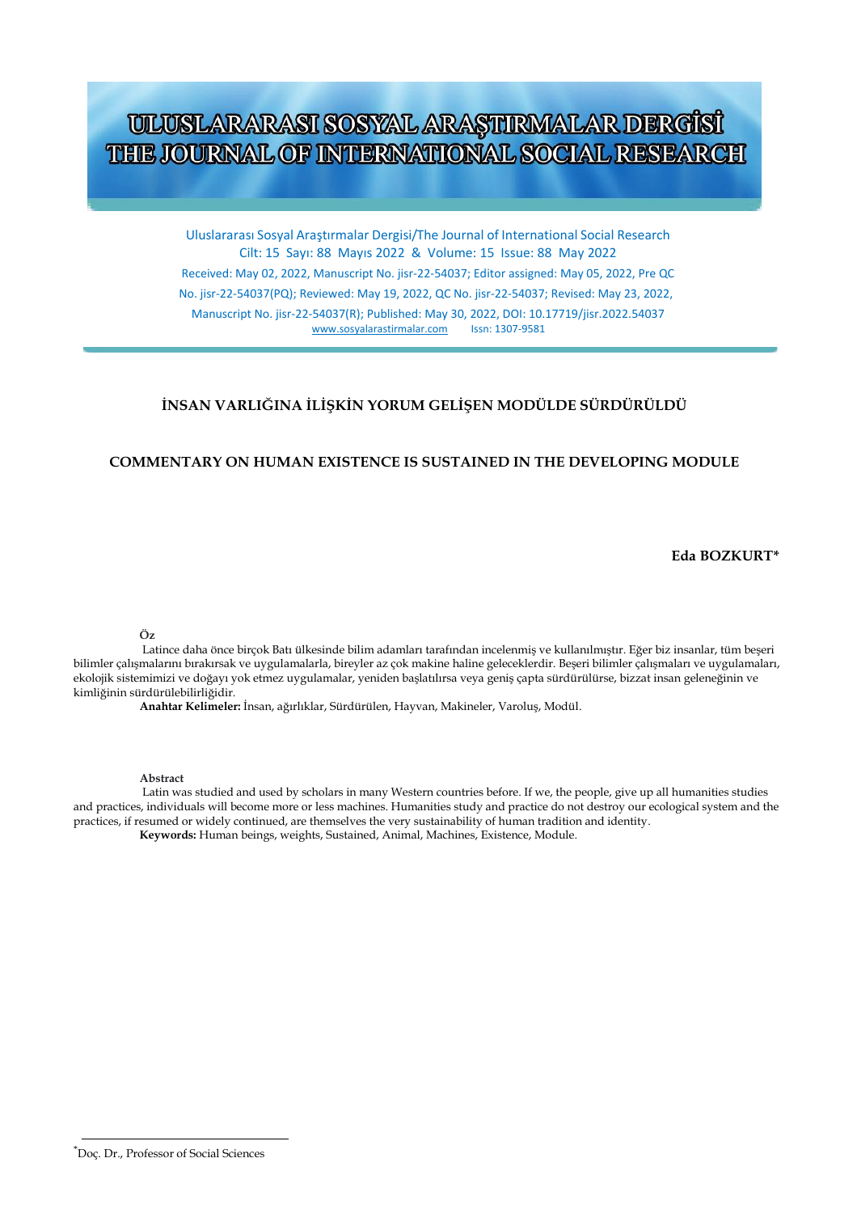# ULUSLARARASI SOSYAL ARAŞTIRMALAR DERGİSİ
# THE JOURNAL OF INTERNATIONAL SOCIAL RESEARCH

Uluslararası Sosyal Araştırmalar Dergisi/The Journal of International Social Research
Cilt: 15 Sayı: 88 Mayıs 2022 & Volume: 15 Issue: 88 May 2022
Received: May 02, 2022, Manuscript No. jisr-22-54037; Editor assigned: May 05, 2022, Pre QC No. jisr-22-54037(PQ); Reviewed: May 19, 2022, QC No. jisr-22-54037; Revised: May 23, 2022, Manuscript No. jisr-22-54037(R); Published: May 30, 2022, DOI: 10.17719/jisr.2022.54037
www.sosyalarastirmalar.com Issn: 1307-9581

## İNSAN VARLIĞINA İLİŞKİN YORUM GELİŞEN MODÜLDE SÜRDÜRÜLDÜ

## COMMENTARY ON HUMAN EXISTENCE IS SUSTAINED IN THE DEVELOPING MODULE

**Eda BOZKURT***

**Öz**

Latince daha önce birçok Batı ülkesinde bilim adamları tarafından incelenmiş ve kullanılmıştır. Eğer biz insanlar, tüm beşeri bilimler çalışmalarını bırakırsak ve uygulamalarla, bireyler az çok makine haline geleceklerdir. Beşeri bilimler çalışmaları ve uygulamaları, ekolojik sistemimizi ve doğayı yok etmez uygulamalar, yeniden başlatılırsa veya geniş çapta sürdürülürse, bizzat insan geleneğinin ve kimliğinin sürdürülebilirliğidir.

**Anahtar Kelimeler:** İnsan, ağırlıklar, Sürdürülen, Hayvan, Makineler, Varoluş, Modül.

**Abstract**

Latin was studied and used by scholars in many Western countries before. If we, the people, give up all humanities studies and practices, individuals will become more or less machines. Humanities study and practice do not destroy our ecological system and the practices, if resumed or widely continued, are themselves the very sustainability of human tradition and identity.

**Keywords:** Human beings, weights, Sustained, Animal, Machines, Existence, Module.

---

*Doç. Dr., Professor of Social Sciences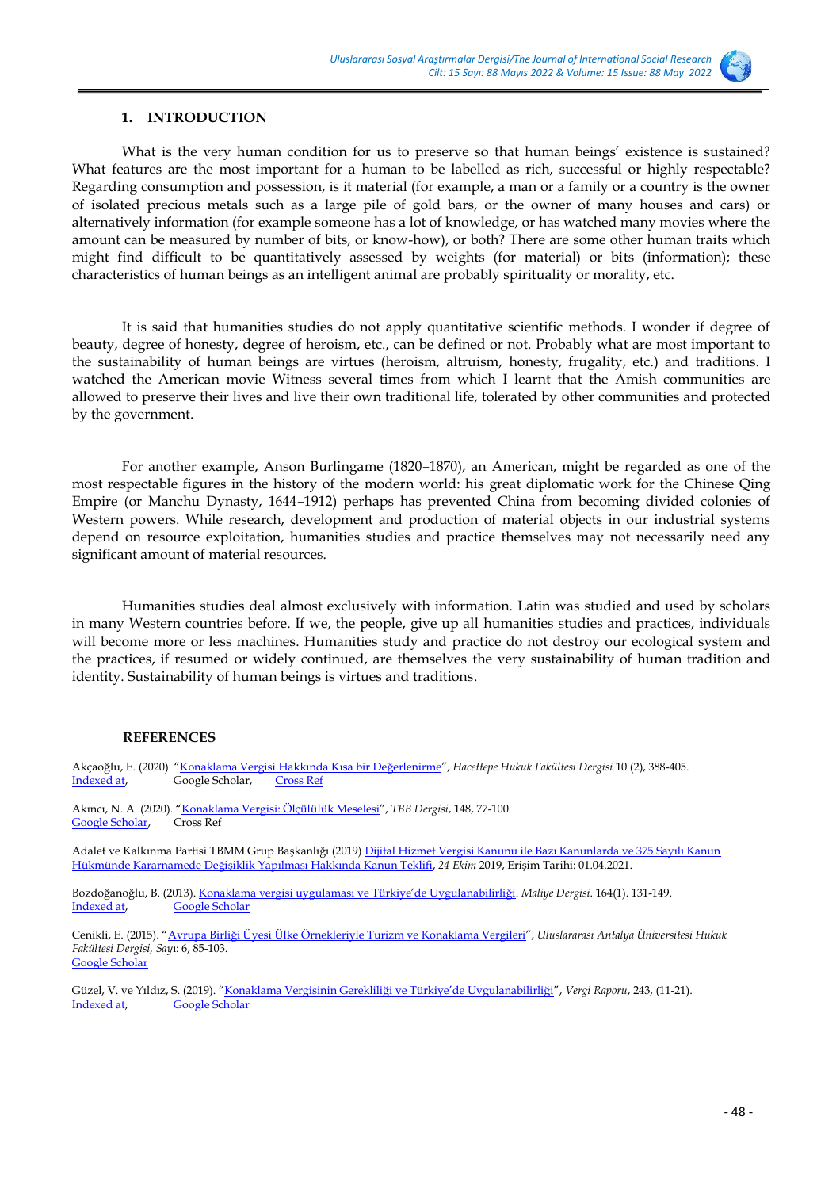## 1. INTRODUCTION

What is the very human condition for us to preserve so that human beings' existence is sustained? What features are the most important for a human to be labelled as rich, successful or highly respectable? Regarding consumption and possession, is it material (for example, a man or a family or a country is the owner of isolated precious metals such as a large pile of gold bars, or the owner of many houses and cars) or alternatively information (for example someone has a lot of knowledge, or has watched many movies where the amount can be measured by number of bits, or know-how), or both? There are some other human traits which might find difficult to be quantitatively assessed by weights (for material) or bits (information); these characteristics of human beings as an intelligent animal are probably spirituality or morality, etc.

It is said that humanities studies do not apply quantitative scientific methods. I wonder if degree of beauty, degree of honesty, degree of heroism, etc., can be defined or not. Probably what are most important to the sustainability of human beings are virtues (heroism, altruism, honesty, frugality, etc.) and traditions. I watched the American movie Witness several times from which I learnt that the Amish communities are allowed to preserve their lives and live their own traditional life, tolerated by other communities and protected by the government.

For another example, Anson Burlingame (1820–1870), an American, might be regarded as one of the most respectable figures in the history of the modern world: his great diplomatic work for the Chinese Qing Empire (or Manchu Dynasty, 1644–1912) perhaps has prevented China from becoming divided colonies of Western powers. While research, development and production of material objects in our industrial systems depend on resource exploitation, humanities studies and practice themselves may not necessarily need any significant amount of material resources.

Humanities studies deal almost exclusively with information. Latin was studied and used by scholars in many Western countries before. If we, the people, give up all humanities studies and practices, individuals will become more or less machines. Humanities study and practice do not destroy our ecological system and the practices, if resumed or widely continued, are themselves the very sustainability of human tradition and identity. Sustainability of human beings is virtues and traditions.

## REFERENCES

Akçaoğlu, E. (2020). "Konaklama Vergisi Hakkında Kısa bir Değerlenirme", *Hacettepe Hukuk Fakültesi Dergisi* 10 (2), 388-405.
Indexed at, Google Scholar, Cross Ref

Akıncı, N. A. (2020). "Konaklama Vergisi: Ölçülülük Meselesi", *TBB Dergisi*, 148, 77-100.
Google Scholar, Cross Ref

Adalet ve Kalkınma Partisi TBMM Grup Başkanlığı (2019) Dijital Hizmet Vergisi Kanunu ile Bazı Kanunlarda ve 375 Sayılı Kanun Hükmünde Kararnamede Değişiklik Yapılması Hakkında Kanun Teklifi, *24 Ekim* 2019, Erişim Tarihi: 01.04.2021.

Bozdoğanoğlu, B. (2013). Konaklama vergisi uygulaması ve Türkiye'de Uygulanabilirliği. *Maliye Dergisi*. 164(1). 131-149.
Indexed at, Google Scholar

Cenikli, E. (2015). "Avrupa Birliği Üyesi Ülke Örnekleriyle Turizm ve Konaklama Vergileri", *Uluslararası Antalya Üniversitesi Hukuk Fakültesi Dergisi, Sayı*: 6, 85-103.
Google Scholar

Güzel, V. ve Yıldız, S. (2019). "Konaklama Vergisinin Gerekliliği ve Türkiye'de Uygulanabilirliği", *Vergi Raporu*, 243, (11-21).
Indexed at, Google Scholar